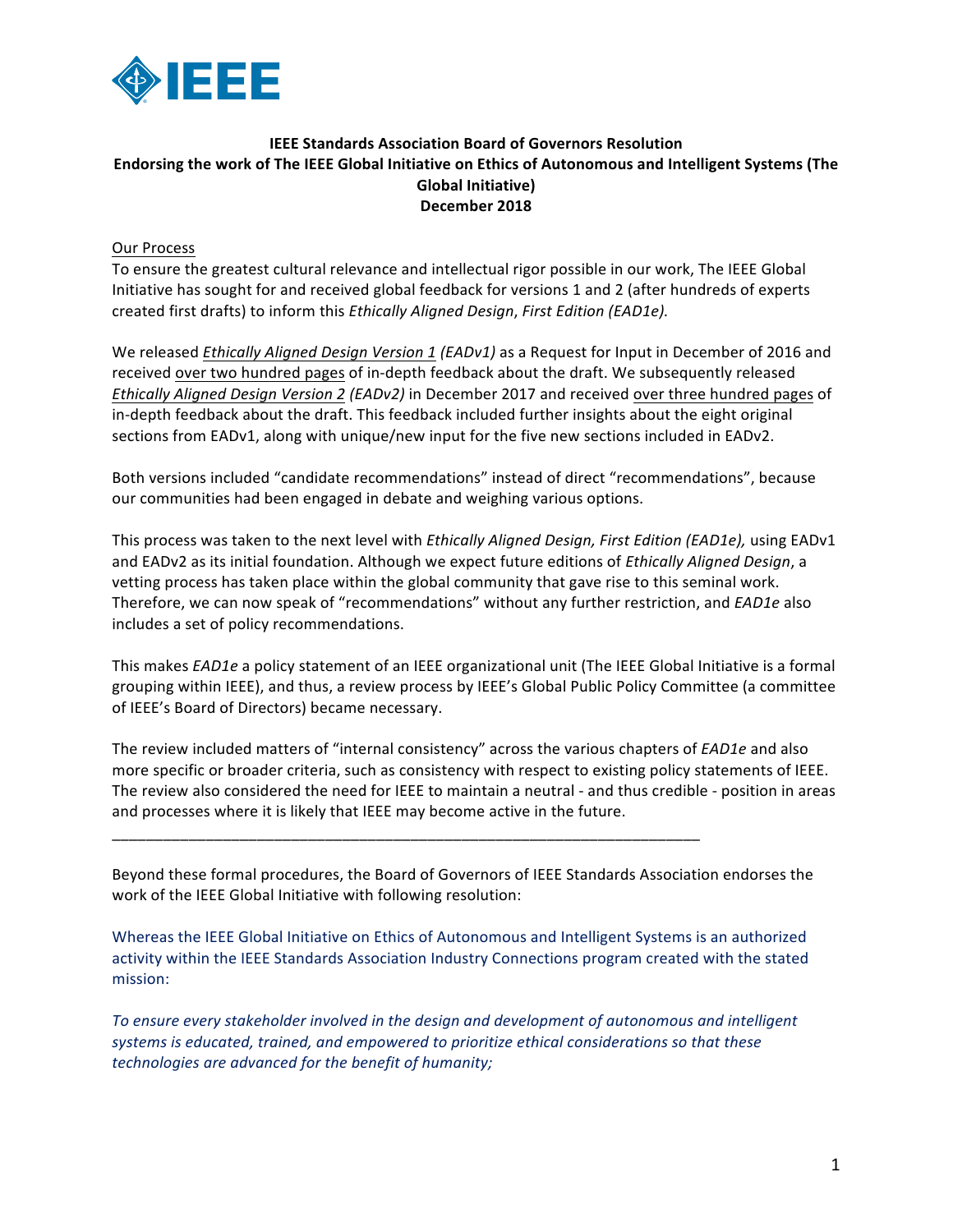**IEEE Standards Association Board of Governors Resolution**
**Endorsing the work of The IEEE Global Initiative on Ethics of Autonomous and Intelligent Systems (The Global Initiative)**
**December 2018**

Our Process

To ensure the greatest cultural relevance and intellectual rigor possible in our work, The IEEE Global Initiative has sought for and received global feedback for versions 1 and 2 (after hundreds of experts created first drafts) to inform this *Ethically Aligned Design*, *First Edition (EAD1e).*

We released *Ethically Aligned Design Version 1* *(EADv1)* as a Request for Input in December of 2016 and received over two hundred pages of in-depth feedback about the draft. We subsequently released *Ethically Aligned Design Version 2* *(EADv2)* in December 2017 and received over three hundred pages of in-depth feedback about the draft. This feedback included further insights about the eight original sections from EADv1, along with unique/new input for the five new sections included in EADv2.

Both versions included "candidate recommendations" instead of direct "recommendations", because our communities had been engaged in debate and weighing various options.

This process was taken to the next level with *Ethically Aligned Design, First Edition (EAD1e),* using EADv1 and EADv2 as its initial foundation. Although we expect future editions of *Ethically Aligned Design*, a vetting process has taken place within the global community that gave rise to this seminal work. Therefore, we can now speak of "recommendations" without any further restriction, and *EAD1e* also includes a set of policy recommendations.

This makes *EAD1e* a policy statement of an IEEE organizational unit (The IEEE Global Initiative is a formal grouping within IEEE), and thus, a review process by IEEE's Global Public Policy Committee (a committee of IEEE's Board of Directors) became necessary.

The review included matters of "internal consistency" across the various chapters of *EAD1e* and also more specific or broader criteria, such as consistency with respect to existing policy statements of IEEE. The review also considered the need for IEEE to maintain a neutral - and thus credible - position in areas and processes where it is likely that IEEE may become active in the future.

---

Beyond these formal procedures, the Board of Governors of IEEE Standards Association endorses the work of the IEEE Global Initiative with following resolution:

Whereas the IEEE Global Initiative on Ethics of Autonomous and Intelligent Systems is an authorized activity within the IEEE Standards Association Industry Connections program created with the stated mission:

*To ensure every stakeholder involved in the design and development of autonomous and intelligent systems is educated, trained, and empowered to prioritize ethical considerations so that these technologies are advanced for the benefit of humanity;*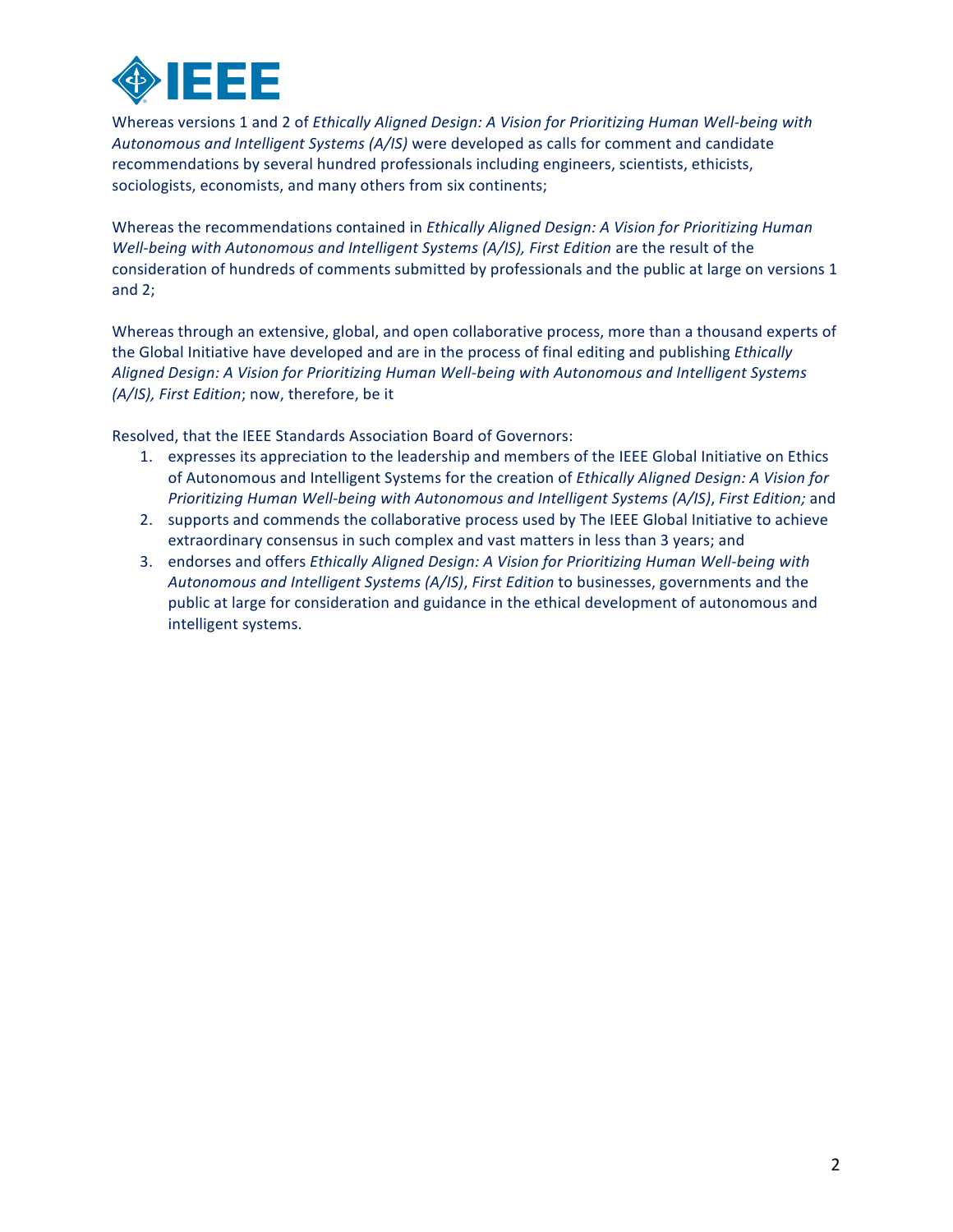Whereas versions 1 and 2 of *Ethically Aligned Design: A Vision for Prioritizing Human Well-being with Autonomous and Intelligent Systems (A/IS)* were developed as calls for comment and candidate recommendations by several hundred professionals including engineers, scientists, ethicists, sociologists, economists, and many others from six continents;

Whereas the recommendations contained in *Ethically Aligned Design: A Vision for Prioritizing Human Well-being with Autonomous and Intelligent Systems (A/IS), First Edition* are the result of the consideration of hundreds of comments submitted by professionals and the public at large on versions 1 and 2;

Whereas through an extensive, global, and open collaborative process, more than a thousand experts of the Global Initiative have developed and are in the process of final editing and publishing *Ethically Aligned Design: A Vision for Prioritizing Human Well-being with Autonomous and Intelligent Systems (A/IS), First Edition*; now, therefore, be it

Resolved, that the IEEE Standards Association Board of Governors:

1. expresses its appreciation to the leadership and members of the IEEE Global Initiative on Ethics of Autonomous and Intelligent Systems for the creation of *Ethically Aligned Design: A Vision for Prioritizing Human Well-being with Autonomous and Intelligent Systems (A/IS)*, *First Edition;* and
2. supports and commends the collaborative process used by The IEEE Global Initiative to achieve extraordinary consensus in such complex and vast matters in less than 3 years; and
3. endorses and offers *Ethically Aligned Design: A Vision for Prioritizing Human Well-being with Autonomous and Intelligent Systems (A/IS)*, *First Edition* to businesses, governments and the public at large for consideration and guidance in the ethical development of autonomous and intelligent systems.